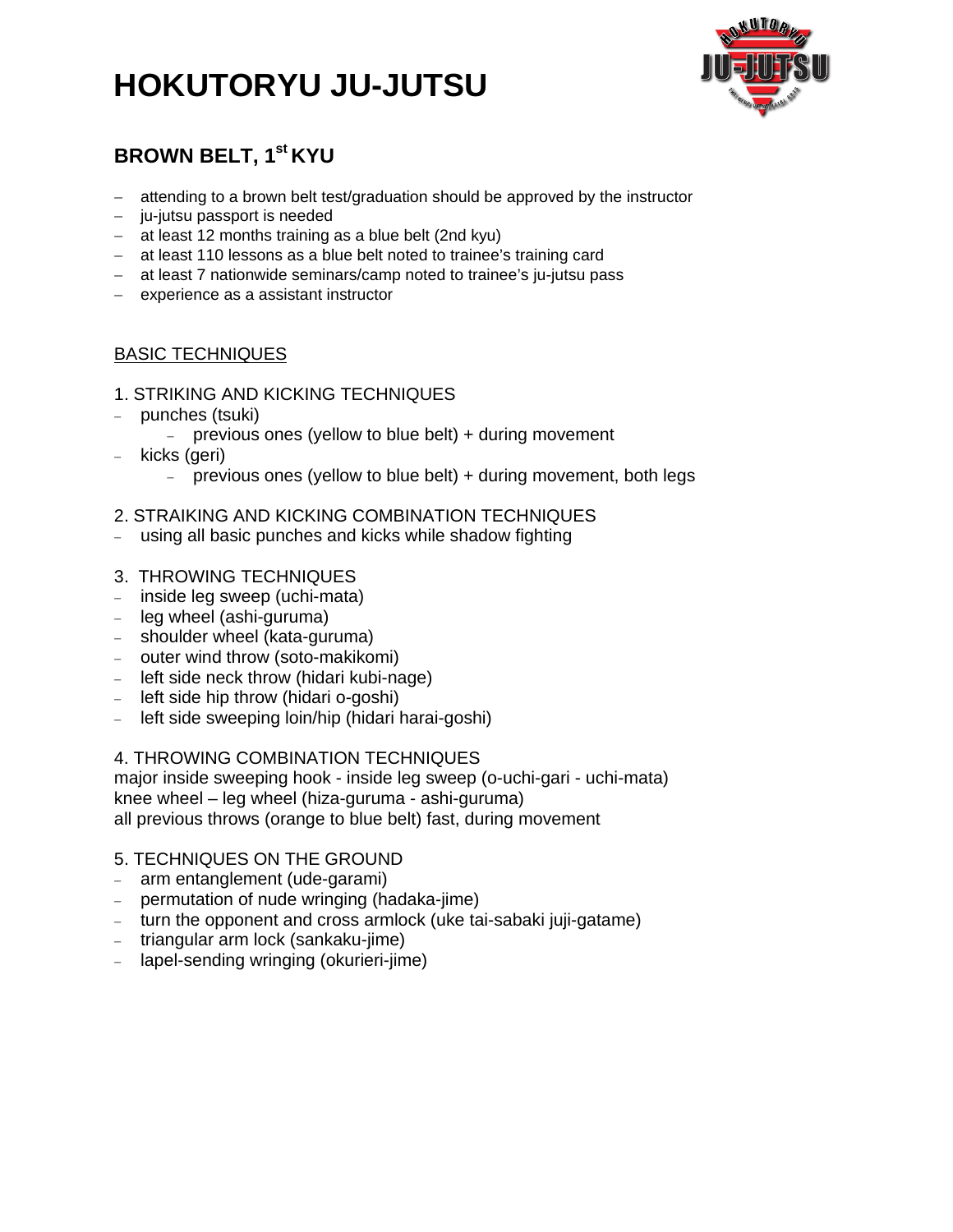# HOKUTORYU JU-JUTSU

## BROWN BELT, 1st KYU

- attending to a brown belt test/graduation should be approved by the instructor
- ju-jutsu passport is needed
- at least 12 months training as a blue belt (2nd kyu)
- at least 110 lessons as a blue belt noted to trainee's training card
- at least 7 nationwide seminars/camp noted to trainee's ju-jutsu pass
- experience as a assistant instructor

### BASIC TECHNIQUES

1. STRIKING AND KICKING TECHNIQUES
- punches (tsuki)
  - previous ones (yellow to blue belt) + during movement
- kicks (geri)
  - previous ones (yellow to blue belt) + during movement, both legs

2. STRAIKING AND KICKING COMBINATION TECHNIQUES
- using all basic punches and kicks while shadow fighting

3. THROWING TECHNIQUES
- inside leg sweep (uchi-mata)
- leg wheel (ashi-guruma)
- shoulder wheel (kata-guruma)
- outer wind throw (soto-makikomi)
- left side neck throw (hidari kubi-nage)
- left side hip throw (hidari o-goshi)
- left side sweeping loin/hip (hidari harai-goshi)

4. THROWING COMBINATION TECHNIQUES

major inside sweeping hook - inside leg sweep (o-uchi-gari - uchi-mata)
knee wheel – leg wheel (hiza-guruma - ashi-guruma)
all previous throws (orange to blue belt) fast, during movement

5. TECHNIQUES ON THE GROUND
- arm entanglement (ude-garami)
- permutation of nude wringing (hadaka-jime)
- turn the opponent and cross armlock (uke tai-sabaki juji-gatame)
- triangular arm lock (sankaku-jime)
- lapel-sending wringing (okurieri-jime)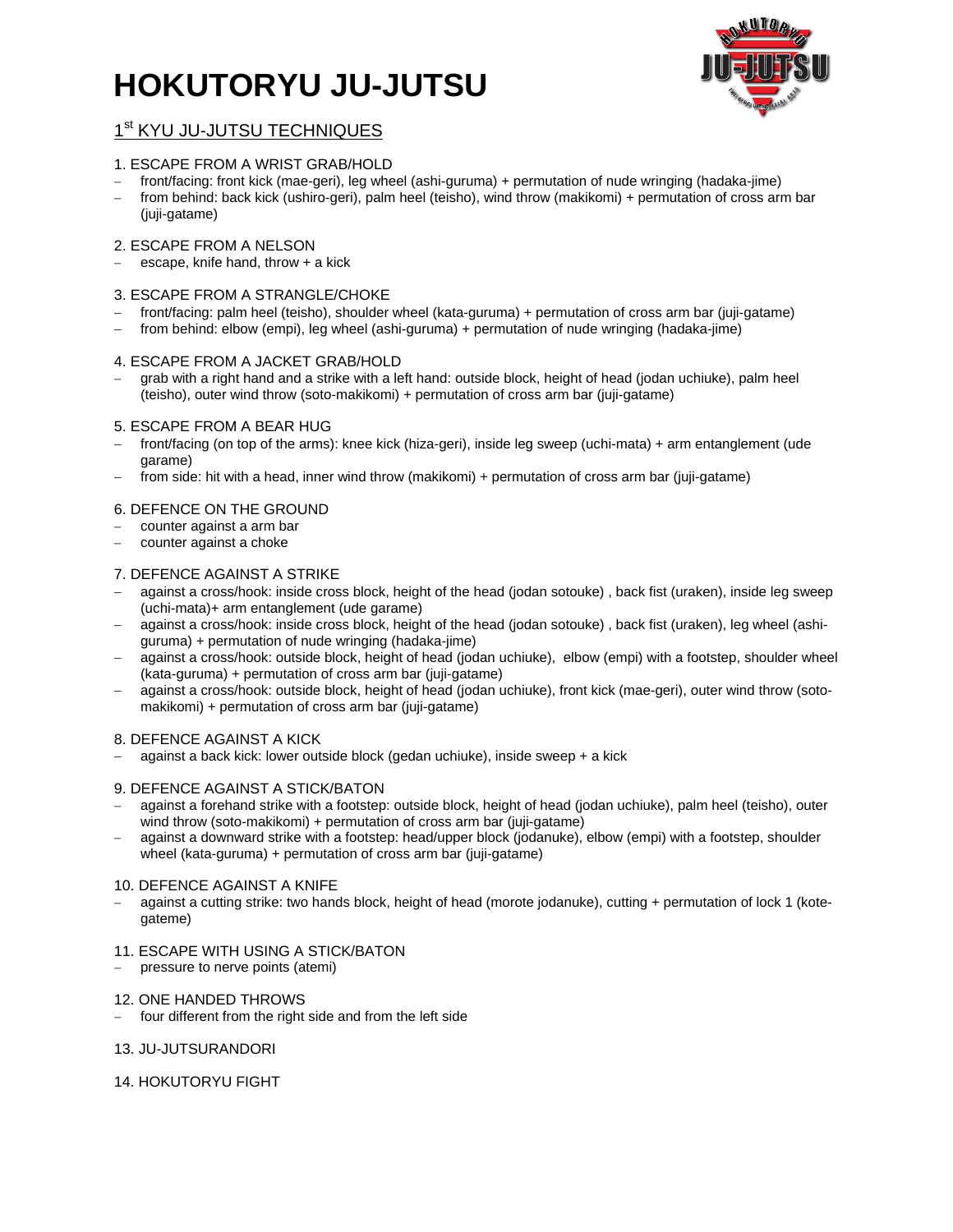# HOKUTORYU JU-JUTSU

## 1st KYU JU-JUTSU TECHNIQUES

1. ESCAPE FROM A WRIST GRAB/HOLD
- front/facing: front kick (mae-geri), leg wheel (ashi-guruma) + permutation of nude wringing (hadaka-jime)
- from behind: back kick (ushiro-geri), palm heel (teisho), wind throw (makikomi) + permutation of cross arm bar (juji-gatame)

2. ESCAPE FROM A NELSON
- escape, knife hand, throw + a kick

3. ESCAPE FROM A STRANGLE/CHOKE
- front/facing: palm heel (teisho), shoulder wheel (kata-guruma) + permutation of cross arm bar (juji-gatame)
- from behind: elbow (empi), leg wheel (ashi-guruma) + permutation of nude wringing (hadaka-jime)

4. ESCAPE FROM A JACKET GRAB/HOLD
- grab with a right hand and a strike with a left hand: outside block, height of head (jodan uchiuke), palm heel (teisho), outer wind throw (soto-makikomi) + permutation of cross arm bar (juji-gatame)

5. ESCAPE FROM A BEAR HUG
- front/facing (on top of the arms): knee kick (hiza-geri), inside leg sweep (uchi-mata) + arm entanglement (ude garame)
- from side: hit with a head, inner wind throw (makikomi) + permutation of cross arm bar (juji-gatame)

6. DEFENCE ON THE GROUND
- counter against a arm bar
- counter against a choke

7. DEFENCE AGAINST A STRIKE
- against a cross/hook: inside cross block, height of the head (jodan sotouke) , back fist (uraken), inside leg sweep (uchi-mata)+ arm entanglement (ude garame)
- against a cross/hook: inside cross block, height of the head (jodan sotouke) , back fist (uraken), leg wheel (ashi-guruma) + permutation of nude wringing (hadaka-jime)
- against a cross/hook: outside block, height of head (jodan uchiuke), elbow (empi) with a footstep, shoulder wheel (kata-guruma) + permutation of cross arm bar (juji-gatame)
- against a cross/hook: outside block, height of head (jodan uchiuke), front kick (mae-geri), outer wind throw (soto-makikomi) + permutation of cross arm bar (juji-gatame)

8. DEFENCE AGAINST A KICK
- against a back kick: lower outside block (gedan uchiuke), inside sweep + a kick

9. DEFENCE AGAINST A STICK/BATON
- against a forehand strike with a footstep: outside block, height of head (jodan uchiuke), palm heel (teisho), outer wind throw (soto-makikomi) + permutation of cross arm bar (juji-gatame)
- against a downward strike with a footstep: head/upper block (jodanuke), elbow (empi) with a footstep, shoulder wheel (kata-guruma) + permutation of cross arm bar (juji-gatame)

10. DEFENCE AGAINST A KNIFE
- against a cutting strike: two hands block, height of head (morote jodanuke), cutting + permutation of lock 1 (kote-gateme)

11. ESCAPE WITH USING A STICK/BATON
- pressure to nerve points (atemi)

12. ONE HANDED THROWS
- four different from the right side and from the left side

13. JU-JUTSURANDORI

14. HOKUTORYU FIGHT